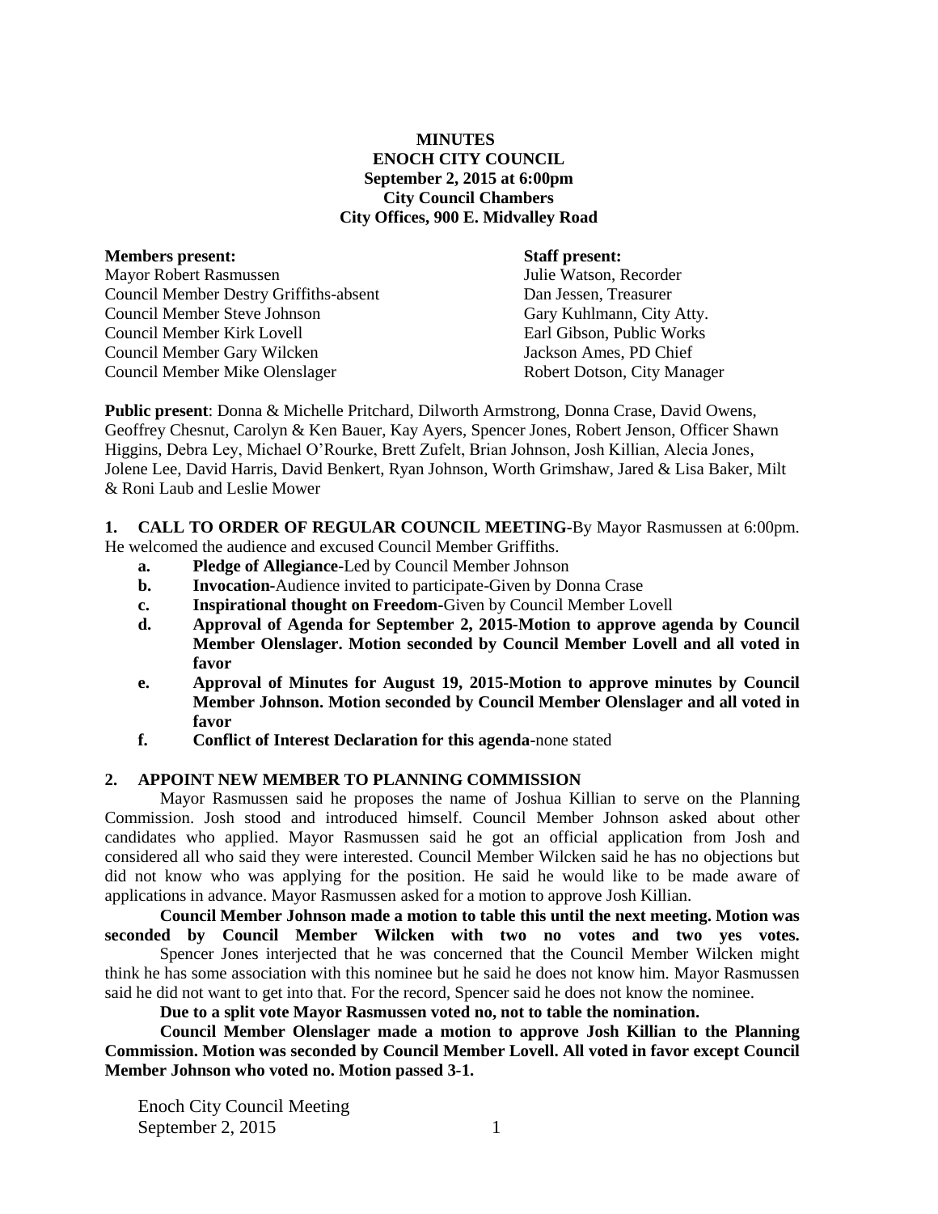**MINUTES**
**ENOCH CITY COUNCIL**
**September 2, 2015 at 6:00pm**
**City Council Chambers**
**City Offices, 900 E. Midvalley Road**

| **Members present:** | **Staff present:** |
|---|---|
| Mayor Robert Rasmussen | Julie Watson, Recorder |
| Council Member Destry Griffiths-absent | Dan Jessen, Treasurer |
| Council Member Steve Johnson | Gary Kuhlmann, City Atty. |
| Council Member Kirk Lovell | Earl Gibson, Public Works |
| Council Member Gary Wilcken | Jackson Ames, PD Chief |
| Council Member Mike Olenslager | Robert Dotson, City Manager |

**Public present**: Donna & Michelle Pritchard, Dilworth Armstrong, Donna Crase, David Owens, Geoffrey Chesnut, Carolyn & Ken Bauer, Kay Ayers, Spencer Jones, Robert Jenson, Officer Shawn Higgins, Debra Ley, Michael O'Rourke, Brett Zufelt, Brian Johnson, Josh Killian, Alecia Jones, Jolene Lee, David Harris, David Benkert, Ryan Johnson, Worth Grimshaw, Jared & Lisa Baker, Milt & Roni Laub and Leslie Mower

**1. CALL TO ORDER OF REGULAR COUNCIL MEETING-**By Mayor Rasmussen at 6:00pm. He welcomed the audience and excused Council Member Griffiths.

- **a. Pledge of Allegiance-**Led by Council Member Johnson
- **b. Invocation-**Audience invited to participate-Given by Donna Crase
- **c. Inspirational thought on Freedom-**Given by Council Member Lovell
- **d. Approval of Agenda for September 2, 2015-Motion to approve agenda by Council Member Olenslager. Motion seconded by Council Member Lovell and all voted in favor**
- **e. Approval of Minutes for August 19, 2015-Motion to approve minutes by Council Member Johnson. Motion seconded by Council Member Olenslager and all voted in favor**
- **f. Conflict of Interest Declaration for this agenda-**none stated

**2. APPOINT NEW MEMBER TO PLANNING COMMISSION**

Mayor Rasmussen said he proposes the name of Joshua Killian to serve on the Planning Commission. Josh stood and introduced himself. Council Member Johnson asked about other candidates who applied. Mayor Rasmussen said he got an official application from Josh and considered all who said they were interested. Council Member Wilcken said he has no objections but did not know who was applying for the position. He said he would like to be made aware of applications in advance. Mayor Rasmussen asked for a motion to approve Josh Killian.

**Council Member Johnson made a motion to table this until the next meeting. Motion was seconded by Council Member Wilcken with two no votes and two yes votes.**

Spencer Jones interjected that he was concerned that the Council Member Wilcken might think he has some association with this nominee but he said he does not know him. Mayor Rasmussen said he did not want to get into that. For the record, Spencer said he does not know the nominee.

**Due to a split vote Mayor Rasmussen voted no, not to table the nomination.**

**Council Member Olenslager made a motion to approve Josh Killian to the Planning Commission. Motion was seconded by Council Member Lovell. All voted in favor except Council Member Johnson who voted no. Motion passed 3-1.**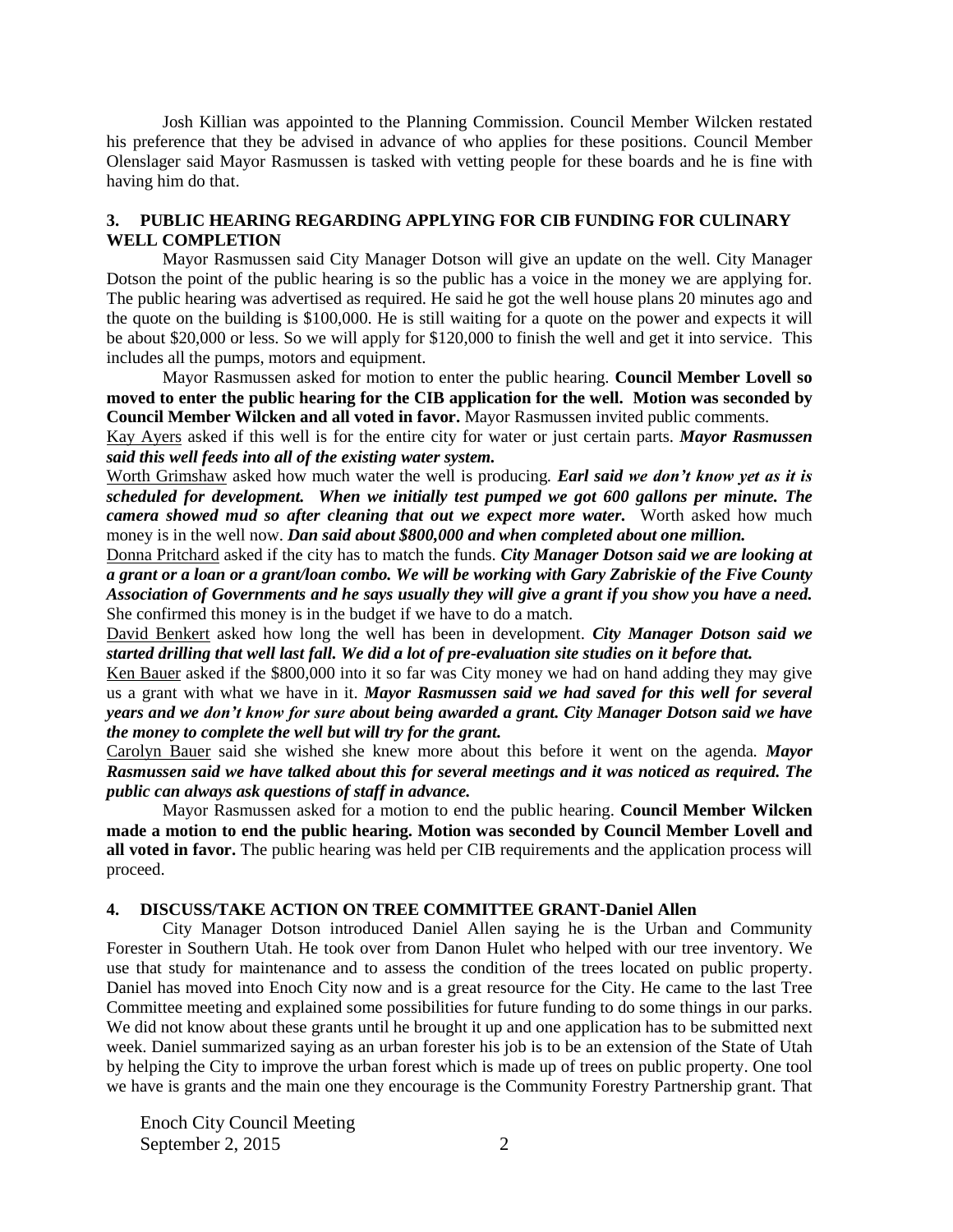Josh Killian was appointed to the Planning Commission. Council Member Wilcken restated his preference that they be advised in advance of who applies for these positions. Council Member Olenslager said Mayor Rasmussen is tasked with vetting people for these boards and he is fine with having him do that.

### 3. PUBLIC HEARING REGARDING APPLYING FOR CIB FUNDING FOR CULINARY WELL COMPLETION

Mayor Rasmussen said City Manager Dotson will give an update on the well. City Manager Dotson the point of the public hearing is so the public has a voice in the money we are applying for. The public hearing was advertised as required. He said he got the well house plans 20 minutes ago and the quote on the building is $100,000. He is still waiting for a quote on the power and expects it will be about $20,000 or less. So we will apply for $120,000 to finish the well and get it into service. This includes all the pumps, motors and equipment.

Mayor Rasmussen asked for motion to enter the public hearing. **Council Member Lovell so moved to enter the public hearing for the CIB application for the well. Motion was seconded by Council Member Wilcken and all voted in favor.** Mayor Rasmussen invited public comments.

Kay Ayers asked if this well is for the entire city for water or just certain parts. ***Mayor Rasmussen said this well feeds into all of the existing water system.***

Worth Grimshaw asked how much water the well is producing. ***Earl said we don't know yet as it is scheduled for development. When we initially test pumped we got 600 gallons per minute. The camera showed mud so after cleaning that out we expect more water.*** Worth asked how much money is in the well now. ***Dan said about $800,000 and when completed about one million.***

Donna Pritchard asked if the city has to match the funds. ***City Manager Dotson said we are looking at a grant or a loan or a grant/loan combo. We will be working with Gary Zabriskie of the Five County Association of Governments and he says usually they will give a grant if you show you have a need.*** She confirmed this money is in the budget if we have to do a match.

David Benkert asked how long the well has been in development. ***City Manager Dotson said we started drilling that well last fall. We did a lot of pre-evaluation site studies on it before that.***

Ken Bauer asked if the $800,000 into it so far was City money we had on hand adding they may give us a grant with what we have in it. ***Mayor Rasmussen said we had saved for this well for several years and we don't know for sure about being awarded a grant. City Manager Dotson said we have the money to complete the well but will try for the grant.***

Carolyn Bauer said she wished she knew more about this before it went on the agenda. ***Mayor Rasmussen said we have talked about this for several meetings and it was noticed as required. The public can always ask questions of staff in advance.***

Mayor Rasmussen asked for a motion to end the public hearing. **Council Member Wilcken made a motion to end the public hearing. Motion was seconded by Council Member Lovell and all voted in favor.** The public hearing was held per CIB requirements and the application process will proceed.

### 4. DISCUSS/TAKE ACTION ON TREE COMMITTEE GRANT-Daniel Allen

City Manager Dotson introduced Daniel Allen saying he is the Urban and Community Forester in Southern Utah. He took over from Danon Hulet who helped with our tree inventory. We use that study for maintenance and to assess the condition of the trees located on public property. Daniel has moved into Enoch City now and is a great resource for the City. He came to the last Tree Committee meeting and explained some possibilities for future funding to do some things in our parks. We did not know about these grants until he brought it up and one application has to be submitted next week. Daniel summarized saying as an urban forester his job is to be an extension of the State of Utah by helping the City to improve the urban forest which is made up of trees on public property. One tool we have is grants and the main one they encourage is the Community Forestry Partnership grant. That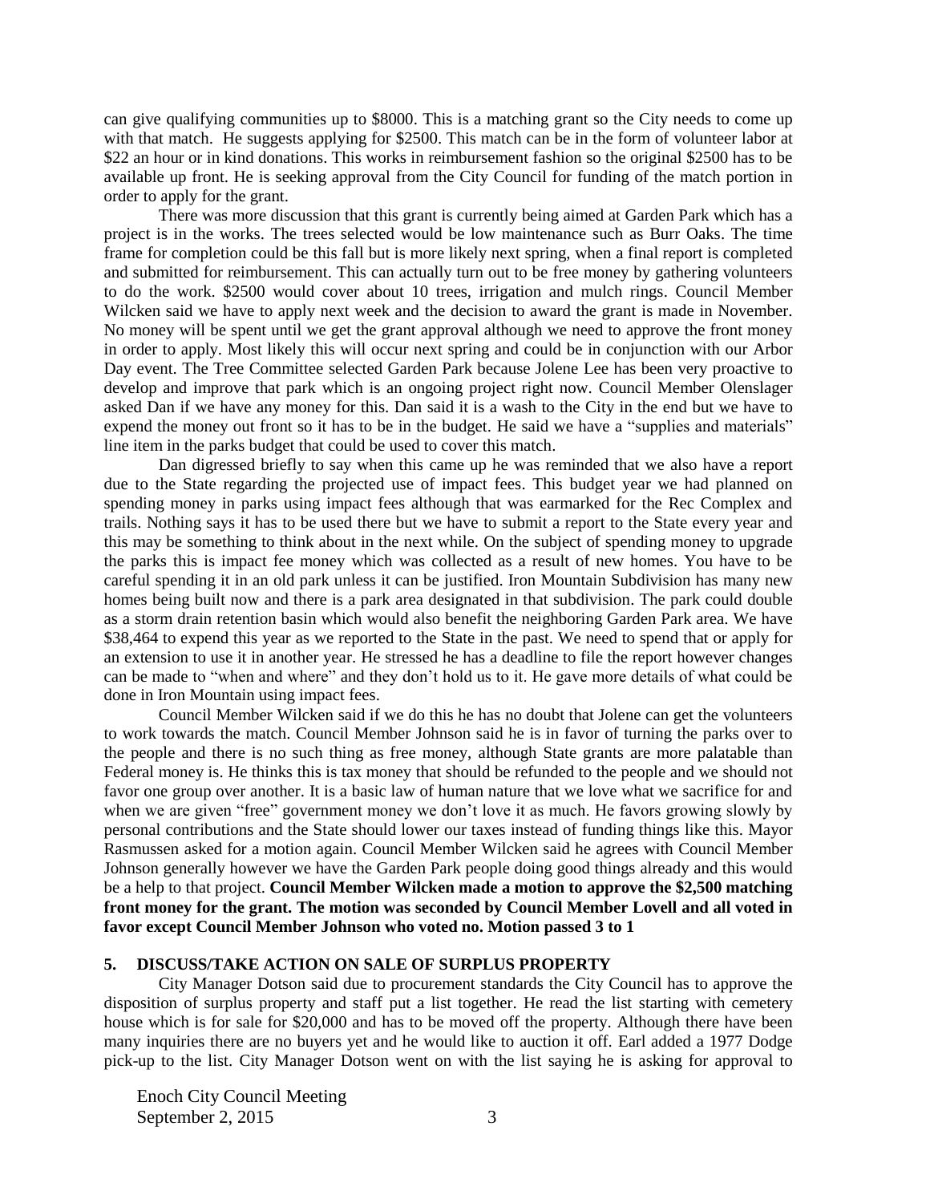can give qualifying communities up to $8000. This is a matching grant so the City needs to come up with that match. He suggests applying for $2500. This match can be in the form of volunteer labor at $22 an hour or in kind donations. This works in reimbursement fashion so the original $2500 has to be available up front. He is seeking approval from the City Council for funding of the match portion in order to apply for the grant.

There was more discussion that this grant is currently being aimed at Garden Park which has a project is in the works. The trees selected would be low maintenance such as Burr Oaks. The time frame for completion could be this fall but is more likely next spring, when a final report is completed and submitted for reimbursement. This can actually turn out to be free money by gathering volunteers to do the work. $2500 would cover about 10 trees, irrigation and mulch rings. Council Member Wilcken said we have to apply next week and the decision to award the grant is made in November. No money will be spent until we get the grant approval although we need to approve the front money in order to apply. Most likely this will occur next spring and could be in conjunction with our Arbor Day event. The Tree Committee selected Garden Park because Jolene Lee has been very proactive to develop and improve that park which is an ongoing project right now. Council Member Olenslager asked Dan if we have any money for this. Dan said it is a wash to the City in the end but we have to expend the money out front so it has to be in the budget. He said we have a "supplies and materials" line item in the parks budget that could be used to cover this match.

Dan digressed briefly to say when this came up he was reminded that we also have a report due to the State regarding the projected use of impact fees. This budget year we had planned on spending money in parks using impact fees although that was earmarked for the Rec Complex and trails. Nothing says it has to be used there but we have to submit a report to the State every year and this may be something to think about in the next while. On the subject of spending money to upgrade the parks this is impact fee money which was collected as a result of new homes. You have to be careful spending it in an old park unless it can be justified. Iron Mountain Subdivision has many new homes being built now and there is a park area designated in that subdivision. The park could double as a storm drain retention basin which would also benefit the neighboring Garden Park area. We have $38,464 to expend this year as we reported to the State in the past. We need to spend that or apply for an extension to use it in another year. He stressed he has a deadline to file the report however changes can be made to "when and where" and they don't hold us to it. He gave more details of what could be done in Iron Mountain using impact fees.

Council Member Wilcken said if we do this he has no doubt that Jolene can get the volunteers to work towards the match. Council Member Johnson said he is in favor of turning the parks over to the people and there is no such thing as free money, although State grants are more palatable than Federal money is. He thinks this is tax money that should be refunded to the people and we should not favor one group over another. It is a basic law of human nature that we love what we sacrifice for and when we are given "free" government money we don't love it as much. He favors growing slowly by personal contributions and the State should lower our taxes instead of funding things like this. Mayor Rasmussen asked for a motion again. Council Member Wilcken said he agrees with Council Member Johnson generally however we have the Garden Park people doing good things already and this would be a help to that project. **Council Member Wilcken made a motion to approve the $2,500 matching front money for the grant. The motion was seconded by Council Member Lovell and all voted in favor except Council Member Johnson who voted no. Motion passed 3 to 1**

## 5. DISCUSS/TAKE ACTION ON SALE OF SURPLUS PROPERTY

City Manager Dotson said due to procurement standards the City Council has to approve the disposition of surplus property and staff put a list together. He read the list starting with cemetery house which is for sale for $20,000 and has to be moved off the property. Although there have been many inquiries there are no buyers yet and he would like to auction it off. Earl added a 1977 Dodge pick-up to the list. City Manager Dotson went on with the list saying he is asking for approval to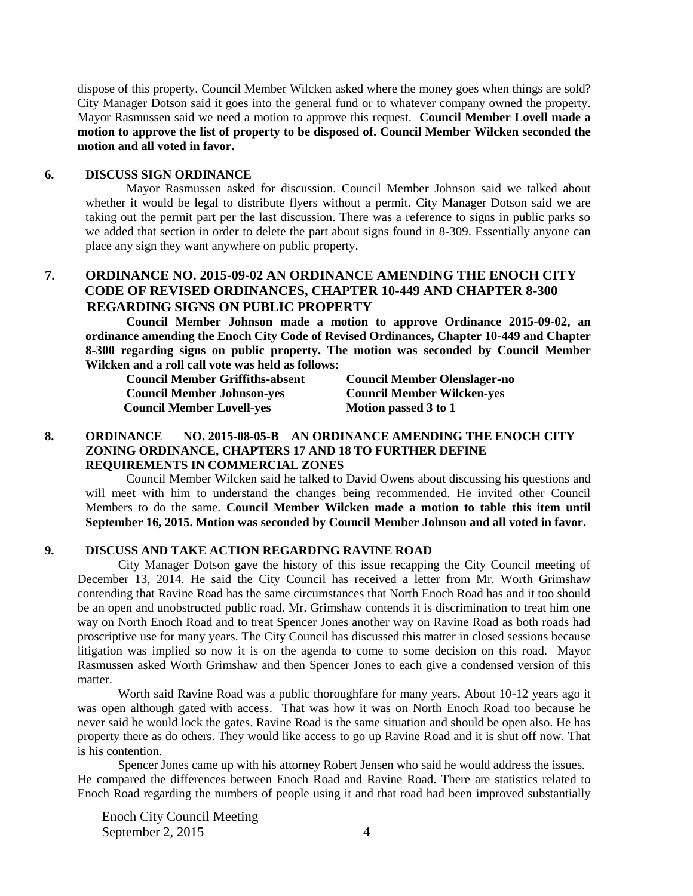dispose of this property. Council Member Wilcken asked where the money goes when things are sold? City Manager Dotson said it goes into the general fund or to whatever company owned the property. Mayor Rasmussen said we need a motion to approve this request. **Council Member Lovell made a motion to approve the list of property to be disposed of. Council Member Wilcken seconded the motion and all voted in favor.**

## 6. DISCUSS SIGN ORDINANCE

Mayor Rasmussen asked for discussion. Council Member Johnson said we talked about whether it would be legal to distribute flyers without a permit. City Manager Dotson said we are taking out the permit part per the last discussion. There was a reference to signs in public parks so we added that section in order to delete the part about signs found in 8-309. Essentially anyone can place any sign they want anywhere on public property.

## 7. ORDINANCE NO. 2015-09-02 AN ORDINANCE AMENDING THE ENOCH CITY CODE OF REVISED ORDINANCES, CHAPTER 10-449 AND CHAPTER 8-300 REGARDING SIGNS ON PUBLIC PROPERTY

**Council Member Johnson made a motion to approve Ordinance 2015-09-02, an ordinance amending the Enoch City Code of Revised Ordinances, Chapter 10-449 and Chapter 8-300 regarding signs on public property. The motion was seconded by Council Member Wilcken and a roll call vote was held as follows:**

**Council Member Griffiths-absent** — **Council Member Olenslager-no**
**Council Member Johnson-yes** — **Council Member Wilcken-yes**
**Council Member Lovell-yes** — **Motion passed 3 to 1**

## 8. ORDINANCE NO. 2015-08-05-B AN ORDINANCE AMENDING THE ENOCH CITY ZONING ORDINANCE, CHAPTERS 17 AND 18 TO FURTHER DEFINE REQUIREMENTS IN COMMERCIAL ZONES

Council Member Wilcken said he talked to David Owens about discussing his questions and will meet with him to understand the changes being recommended. He invited other Council Members to do the same. **Council Member Wilcken made a motion to table this item until September 16, 2015. Motion was seconded by Council Member Johnson and all voted in favor.**

## 9. DISCUSS AND TAKE ACTION REGARDING RAVINE ROAD

City Manager Dotson gave the history of this issue recapping the City Council meeting of December 13, 2014. He said the City Council has received a letter from Mr. Worth Grimshaw contending that Ravine Road has the same circumstances that North Enoch Road has and it too should be an open and unobstructed public road. Mr. Grimshaw contends it is discrimination to treat him one way on North Enoch Road and to treat Spencer Jones another way on Ravine Road as both roads had proscriptive use for many years. The City Council has discussed this matter in closed sessions because litigation was implied so now it is on the agenda to come to some decision on this road. Mayor Rasmussen asked Worth Grimshaw and then Spencer Jones to each give a condensed version of this matter.

Worth said Ravine Road was a public thoroughfare for many years. About 10-12 years ago it was open although gated with access. That was how it was on North Enoch Road too because he never said he would lock the gates. Ravine Road is the same situation and should be open also. He has property there as do others. They would like access to go up Ravine Road and it is shut off now. That is his contention.

Spencer Jones came up with his attorney Robert Jensen who said he would address the issues. He compared the differences between Enoch Road and Ravine Road. There are statistics related to Enoch Road regarding the numbers of people using it and that road had been improved substantially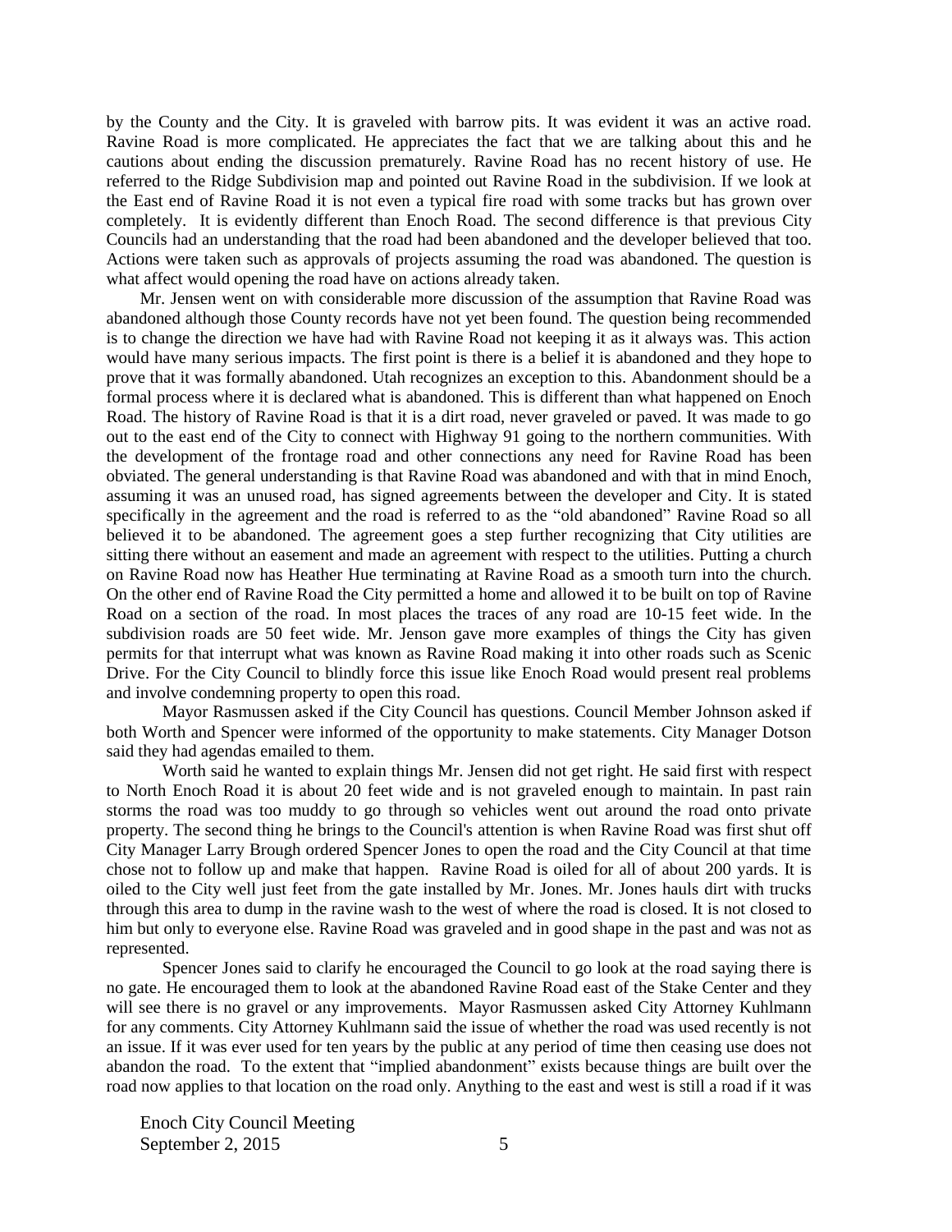by the County and the City. It is graveled with barrow pits. It was evident it was an active road. Ravine Road is more complicated. He appreciates the fact that we are talking about this and he cautions about ending the discussion prematurely. Ravine Road has no recent history of use. He referred to the Ridge Subdivision map and pointed out Ravine Road in the subdivision. If we look at the East end of Ravine Road it is not even a typical fire road with some tracks but has grown over completely. It is evidently different than Enoch Road. The second difference is that previous City Councils had an understanding that the road had been abandoned and the developer believed that too. Actions were taken such as approvals of projects assuming the road was abandoned. The question is what affect would opening the road have on actions already taken.

Mr. Jensen went on with considerable more discussion of the assumption that Ravine Road was abandoned although those County records have not yet been found. The question being recommended is to change the direction we have had with Ravine Road not keeping it as it always was. This action would have many serious impacts. The first point is there is a belief it is abandoned and they hope to prove that it was formally abandoned. Utah recognizes an exception to this. Abandonment should be a formal process where it is declared what is abandoned. This is different than what happened on Enoch Road. The history of Ravine Road is that it is a dirt road, never graveled or paved. It was made to go out to the east end of the City to connect with Highway 91 going to the northern communities. With the development of the frontage road and other connections any need for Ravine Road has been obviated. The general understanding is that Ravine Road was abandoned and with that in mind Enoch, assuming it was an unused road, has signed agreements between the developer and City. It is stated specifically in the agreement and the road is referred to as the "old abandoned" Ravine Road so all believed it to be abandoned. The agreement goes a step further recognizing that City utilities are sitting there without an easement and made an agreement with respect to the utilities. Putting a church on Ravine Road now has Heather Hue terminating at Ravine Road as a smooth turn into the church. On the other end of Ravine Road the City permitted a home and allowed it to be built on top of Ravine Road on a section of the road. In most places the traces of any road are 10-15 feet wide. In the subdivision roads are 50 feet wide. Mr. Jenson gave more examples of things the City has given permits for that interrupt what was known as Ravine Road making it into other roads such as Scenic Drive. For the City Council to blindly force this issue like Enoch Road would present real problems and involve condemning property to open this road.

Mayor Rasmussen asked if the City Council has questions. Council Member Johnson asked if both Worth and Spencer were informed of the opportunity to make statements. City Manager Dotson said they had agendas emailed to them.

Worth said he wanted to explain things Mr. Jensen did not get right. He said first with respect to North Enoch Road it is about 20 feet wide and is not graveled enough to maintain. In past rain storms the road was too muddy to go through so vehicles went out around the road onto private property. The second thing he brings to the Council's attention is when Ravine Road was first shut off City Manager Larry Brough ordered Spencer Jones to open the road and the City Council at that time chose not to follow up and make that happen. Ravine Road is oiled for all of about 200 yards. It is oiled to the City well just feet from the gate installed by Mr. Jones. Mr. Jones hauls dirt with trucks through this area to dump in the ravine wash to the west of where the road is closed. It is not closed to him but only to everyone else. Ravine Road was graveled and in good shape in the past and was not as represented.

Spencer Jones said to clarify he encouraged the Council to go look at the road saying there is no gate. He encouraged them to look at the abandoned Ravine Road east of the Stake Center and they will see there is no gravel or any improvements. Mayor Rasmussen asked City Attorney Kuhlmann for any comments. City Attorney Kuhlmann said the issue of whether the road was used recently is not an issue. If it was ever used for ten years by the public at any period of time then ceasing use does not abandon the road. To the extent that "implied abandonment" exists because things are built over the road now applies to that location on the road only. Anything to the east and west is still a road if it was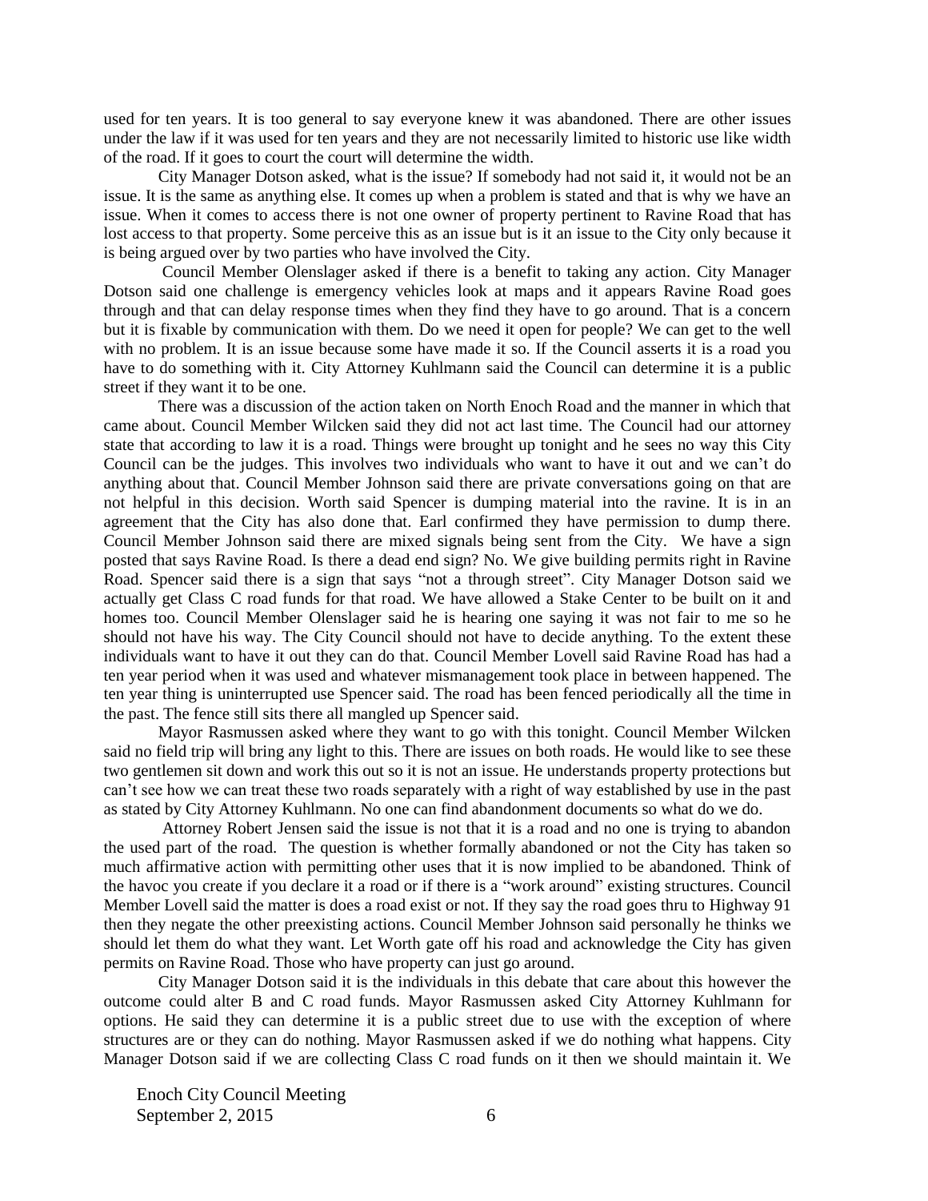used for ten years. It is too general to say everyone knew it was abandoned. There are other issues under the law if it was used for ten years and they are not necessarily limited to historic use like width of the road. If it goes to court the court will determine the width.

City Manager Dotson asked, what is the issue? If somebody had not said it, it would not be an issue. It is the same as anything else. It comes up when a problem is stated and that is why we have an issue. When it comes to access there is not one owner of property pertinent to Ravine Road that has lost access to that property. Some perceive this as an issue but is it an issue to the City only because it is being argued over by two parties who have involved the City.

Council Member Olenslager asked if there is a benefit to taking any action. City Manager Dotson said one challenge is emergency vehicles look at maps and it appears Ravine Road goes through and that can delay response times when they find they have to go around. That is a concern but it is fixable by communication with them. Do we need it open for people? We can get to the well with no problem. It is an issue because some have made it so. If the Council asserts it is a road you have to do something with it. City Attorney Kuhlmann said the Council can determine it is a public street if they want it to be one.

There was a discussion of the action taken on North Enoch Road and the manner in which that came about. Council Member Wilcken said they did not act last time. The Council had our attorney state that according to law it is a road. Things were brought up tonight and he sees no way this City Council can be the judges. This involves two individuals who want to have it out and we can't do anything about that. Council Member Johnson said there are private conversations going on that are not helpful in this decision. Worth said Spencer is dumping material into the ravine. It is in an agreement that the City has also done that. Earl confirmed they have permission to dump there. Council Member Johnson said there are mixed signals being sent from the City. We have a sign posted that says Ravine Road. Is there a dead end sign? No. We give building permits right in Ravine Road. Spencer said there is a sign that says "not a through street". City Manager Dotson said we actually get Class C road funds for that road. We have allowed a Stake Center to be built on it and homes too. Council Member Olenslager said he is hearing one saying it was not fair to me so he should not have his way. The City Council should not have to decide anything. To the extent these individuals want to have it out they can do that. Council Member Lovell said Ravine Road has had a ten year period when it was used and whatever mismanagement took place in between happened. The ten year thing is uninterrupted use Spencer said. The road has been fenced periodically all the time in the past. The fence still sits there all mangled up Spencer said.

Mayor Rasmussen asked where they want to go with this tonight. Council Member Wilcken said no field trip will bring any light to this. There are issues on both roads. He would like to see these two gentlemen sit down and work this out so it is not an issue. He understands property protections but can't see how we can treat these two roads separately with a right of way established by use in the past as stated by City Attorney Kuhlmann. No one can find abandonment documents so what do we do.

Attorney Robert Jensen said the issue is not that it is a road and no one is trying to abandon the used part of the road. The question is whether formally abandoned or not the City has taken so much affirmative action with permitting other uses that it is now implied to be abandoned. Think of the havoc you create if you declare it a road or if there is a "work around" existing structures. Council Member Lovell said the matter is does a road exist or not. If they say the road goes thru to Highway 91 then they negate the other preexisting actions. Council Member Johnson said personally he thinks we should let them do what they want. Let Worth gate off his road and acknowledge the City has given permits on Ravine Road. Those who have property can just go around.

City Manager Dotson said it is the individuals in this debate that care about this however the outcome could alter B and C road funds. Mayor Rasmussen asked City Attorney Kuhlmann for options. He said they can determine it is a public street due to use with the exception of where structures are or they can do nothing. Mayor Rasmussen asked if we do nothing what happens. City Manager Dotson said if we are collecting Class C road funds on it then we should maintain it. We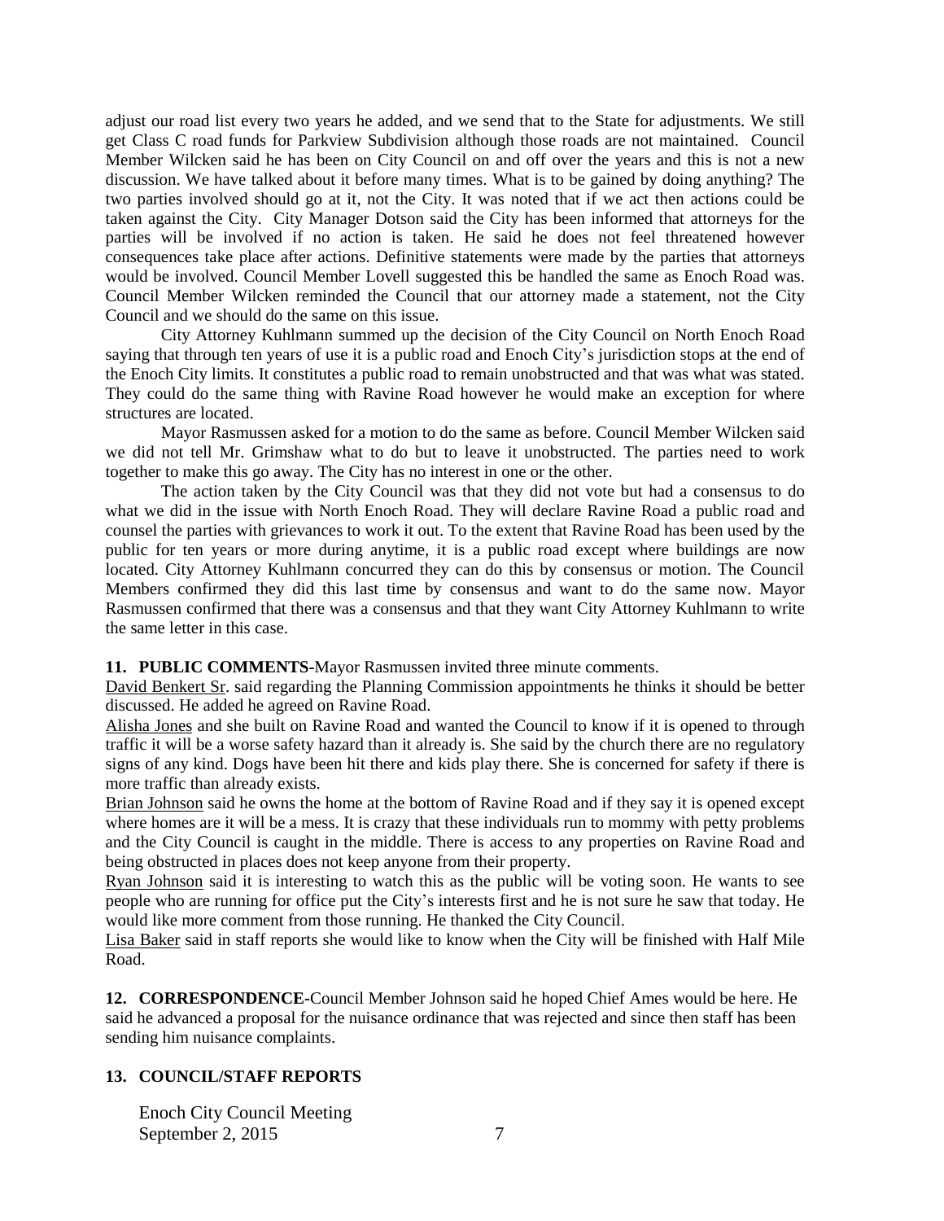adjust our road list every two years he added, and we send that to the State for adjustments. We still get Class C road funds for Parkview Subdivision although those roads are not maintained. Council Member Wilcken said he has been on City Council on and off over the years and this is not a new discussion. We have talked about it before many times. What is to be gained by doing anything? The two parties involved should go at it, not the City. It was noted that if we act then actions could be taken against the City. City Manager Dotson said the City has been informed that attorneys for the parties will be involved if no action is taken. He said he does not feel threatened however consequences take place after actions. Definitive statements were made by the parties that attorneys would be involved. Council Member Lovell suggested this be handled the same as Enoch Road was. Council Member Wilcken reminded the Council that our attorney made a statement, not the City Council and we should do the same on this issue.

City Attorney Kuhlmann summed up the decision of the City Council on North Enoch Road saying that through ten years of use it is a public road and Enoch City's jurisdiction stops at the end of the Enoch City limits. It constitutes a public road to remain unobstructed and that was what was stated. They could do the same thing with Ravine Road however he would make an exception for where structures are located.

Mayor Rasmussen asked for a motion to do the same as before. Council Member Wilcken said we did not tell Mr. Grimshaw what to do but to leave it unobstructed. The parties need to work together to make this go away. The City has no interest in one or the other.

The action taken by the City Council was that they did not vote but had a consensus to do what we did in the issue with North Enoch Road. They will declare Ravine Road a public road and counsel the parties with grievances to work it out. To the extent that Ravine Road has been used by the public for ten years or more during anytime, it is a public road except where buildings are now located. City Attorney Kuhlmann concurred they can do this by consensus or motion. The Council Members confirmed they did this last time by consensus and want to do the same now. Mayor Rasmussen confirmed that there was a consensus and that they want City Attorney Kuhlmann to write the same letter in this case.

**11. PUBLIC COMMENTS-**Mayor Rasmussen invited three minute comments.

David Benkert Sr. said regarding the Planning Commission appointments he thinks it should be better discussed. He added he agreed on Ravine Road.

Alisha Jones and she built on Ravine Road and wanted the Council to know if it is opened to through traffic it will be a worse safety hazard than it already is. She said by the church there are no regulatory signs of any kind. Dogs have been hit there and kids play there. She is concerned for safety if there is more traffic than already exists.

Brian Johnson said he owns the home at the bottom of Ravine Road and if they say it is opened except where homes are it will be a mess. It is crazy that these individuals run to mommy with petty problems and the City Council is caught in the middle. There is access to any properties on Ravine Road and being obstructed in places does not keep anyone from their property.

Ryan Johnson said it is interesting to watch this as the public will be voting soon. He wants to see people who are running for office put the City's interests first and he is not sure he saw that today. He would like more comment from those running. He thanked the City Council.

Lisa Baker said in staff reports she would like to know when the City will be finished with Half Mile Road.

**12. CORRESPONDENCE-**Council Member Johnson said he hoped Chief Ames would be here. He said he advanced a proposal for the nuisance ordinance that was rejected and since then staff has been sending him nuisance complaints.

**13. COUNCIL/STAFF REPORTS**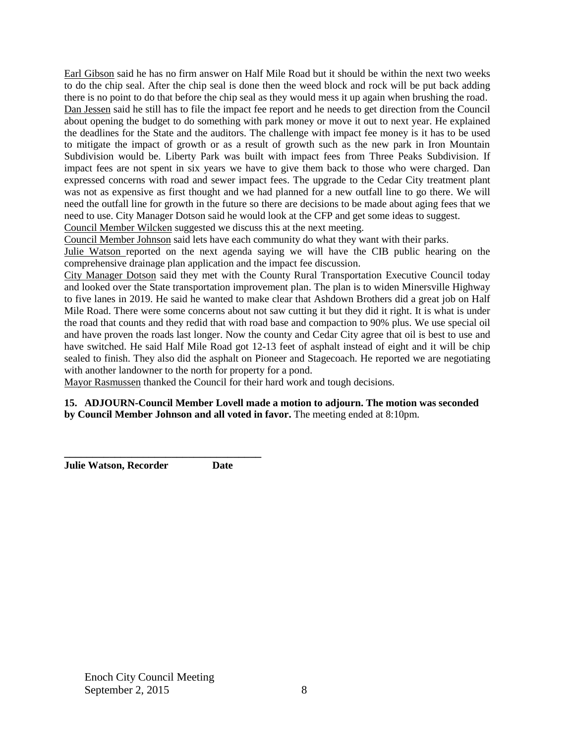Earl Gibson said he has no firm answer on Half Mile Road but it should be within the next two weeks to do the chip seal. After the chip seal is done then the weed block and rock will be put back adding there is no point to do that before the chip seal as they would mess it up again when brushing the road.

Dan Jessen said he still has to file the impact fee report and he needs to get direction from the Council about opening the budget to do something with park money or move it out to next year. He explained the deadlines for the State and the auditors. The challenge with impact fee money is it has to be used to mitigate the impact of growth or as a result of growth such as the new park in Iron Mountain Subdivision would be. Liberty Park was built with impact fees from Three Peaks Subdivision. If impact fees are not spent in six years we have to give them back to those who were charged. Dan expressed concerns with road and sewer impact fees. The upgrade to the Cedar City treatment plant was not as expensive as first thought and we had planned for a new outfall line to go there. We will need the outfall line for growth in the future so there are decisions to be made about aging fees that we need to use. City Manager Dotson said he would look at the CFP and get some ideas to suggest.

Council Member Wilcken suggested we discuss this at the next meeting.

Council Member Johnson said lets have each community do what they want with their parks.

Julie Watson reported on the next agenda saying we will have the CIB public hearing on the comprehensive drainage plan application and the impact fee discussion.

City Manager Dotson said they met with the County Rural Transportation Executive Council today and looked over the State transportation improvement plan. The plan is to widen Minersville Highway to five lanes in 2019. He said he wanted to make clear that Ashdown Brothers did a great job on Half Mile Road. There were some concerns about not saw cutting it but they did it right. It is what is under the road that counts and they redid that with road base and compaction to 90% plus. We use special oil and have proven the roads last longer. Now the county and Cedar City agree that oil is best to use and have switched. He said Half Mile Road got 12-13 feet of asphalt instead of eight and it will be chip sealed to finish. They also did the asphalt on Pioneer and Stagecoach. He reported we are negotiating with another landowner to the north for property for a pond.

Mayor Rasmussen thanked the Council for their hard work and tough decisions.

**15. ADJOURN-Council Member Lovell made a motion to adjourn. The motion was seconded by Council Member Johnson and all voted in favor.** The meeting ended at 8:10pm.

\_\_\_\_\_\_\_\_\_\_\_\_\_\_\_\_\_\_\_\_\_\_\_\_\_\_\_\_\_\_\_\_\_\_\_\_\_\_\_\_

**Julie Watson, Recorder Date**